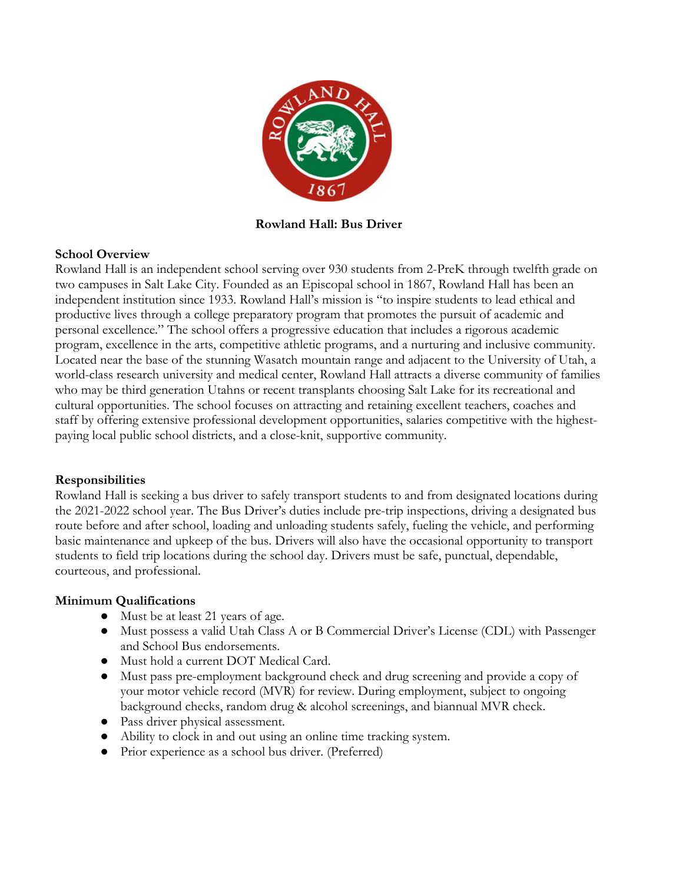**Rowland Hall: Bus Driver**

**School Overview**

Rowland Hall is an independent school serving over 930 students from 2-PreK through twelfth grade on two campuses in Salt Lake City. Founded as an Episcopal school in 1867, Rowland Hall has been an independent institution since 1933. Rowland Hall's mission is "to inspire students to lead ethical and productive lives through a college preparatory program that promotes the pursuit of academic and personal excellence." The school offers a progressive education that includes a rigorous academic program, excellence in the arts, competitive athletic programs, and a nurturing and inclusive community. Located near the base of the stunning Wasatch mountain range and adjacent to the University of Utah, a world-class research university and medical center, Rowland Hall attracts a diverse community of families who may be third generation Utahns or recent transplants choosing Salt Lake for its recreational and cultural opportunities. The school focuses on attracting and retaining excellent teachers, coaches and staff by offering extensive professional development opportunities, salaries competitive with the highest-paying local public school districts, and a close-knit, supportive community.

**Responsibilities**

Rowland Hall is seeking a bus driver to safely transport students to and from designated locations during the 2021-2022 school year. The Bus Driver's duties include pre-trip inspections, driving a designated bus route before and after school, loading and unloading students safely, fueling the vehicle, and performing basic maintenance and upkeep of the bus. Drivers will also have the occasional opportunity to transport students to field trip locations during the school day. Drivers must be safe, punctual, dependable, courteous, and professional.

**Minimum Qualifications**

- Must be at least 21 years of age.
- Must possess a valid Utah Class A or B Commercial Driver's License (CDL) with Passenger and School Bus endorsements.
- Must hold a current DOT Medical Card.
- Must pass pre-employment background check and drug screening and provide a copy of your motor vehicle record (MVR) for review. During employment, subject to ongoing background checks, random drug & alcohol screenings, and biannual MVR check.
- Pass driver physical assessment.
- Ability to clock in and out using an online time tracking system.
- Prior experience as a school bus driver. (Preferred)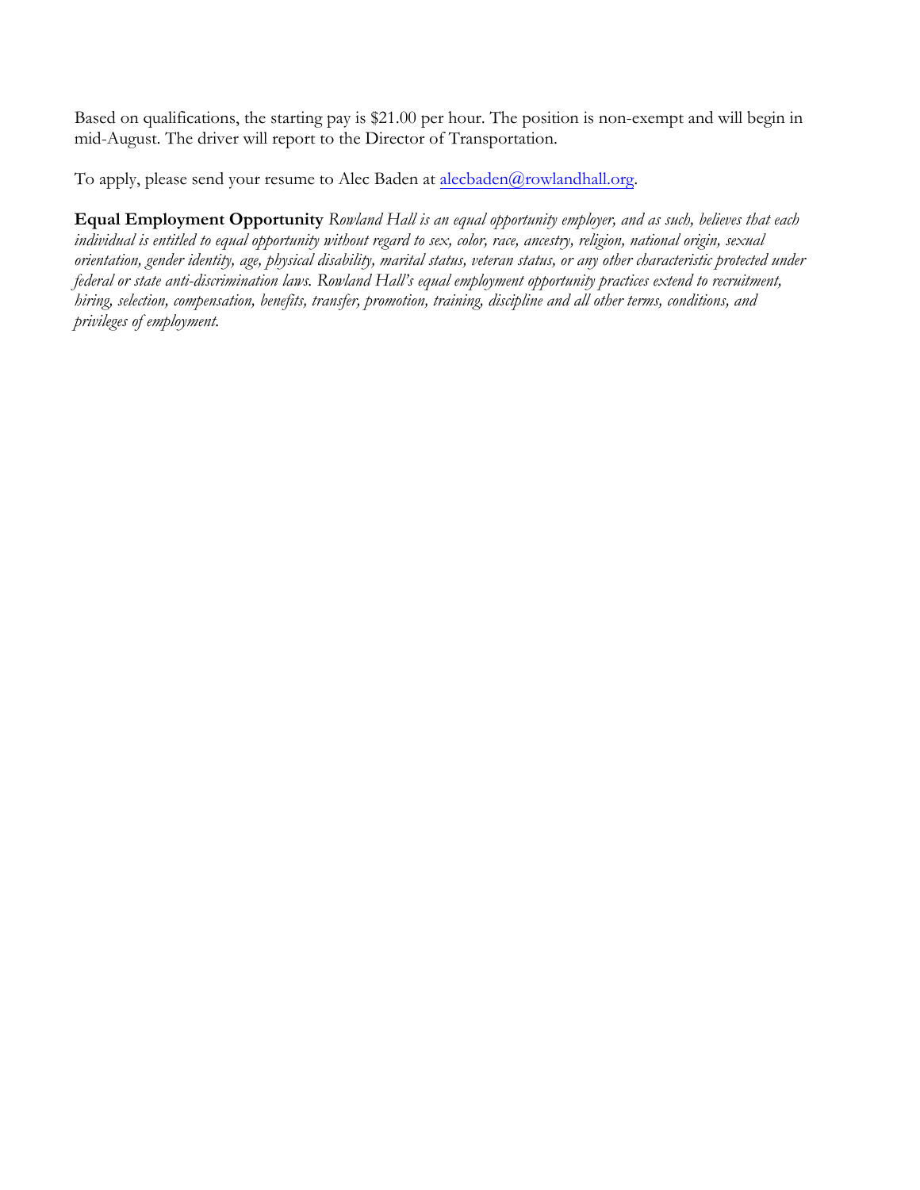Based on qualifications, the starting pay is $21.00 per hour. The position is non-exempt and will begin in mid-August. The driver will report to the Director of Transportation.

To apply, please send your resume to Alec Baden at alecbaden@rowlandhall.org.

**Equal Employment Opportunity** *Rowland Hall is an equal opportunity employer, and as such, believes that each individual is entitled to equal opportunity without regard to sex, color, race, ancestry, religion, national origin, sexual orientation, gender identity, age, physical disability, marital status, veteran status, or any other characteristic protected under federal or state anti-discrimination laws. Rowland Hall's equal employment opportunity practices extend to recruitment, hiring, selection, compensation, benefits, transfer, promotion, training, discipline and all other terms, conditions, and privileges of employment.*